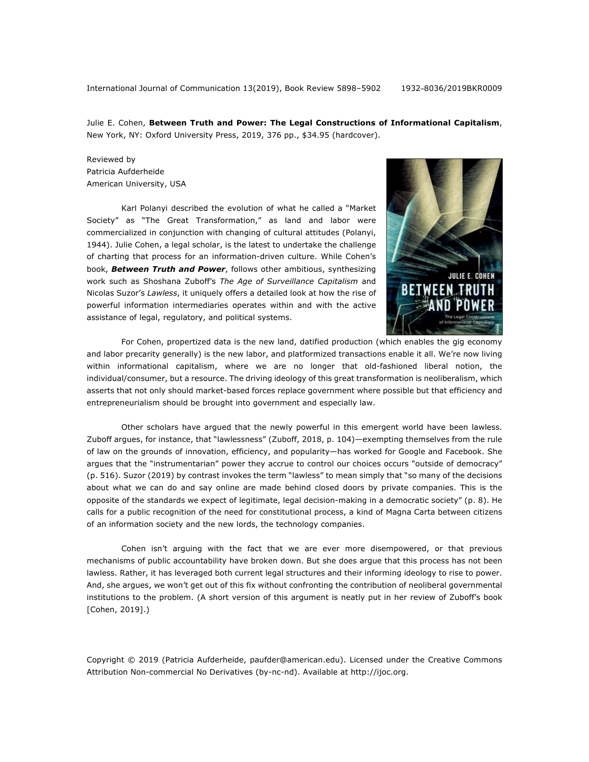Julie E. Cohen, **Between Truth and Power: The Legal Constructions of Informational Capitalism**, New York, NY: Oxford University Press, 2019, 376 pp., $34.95 (hardcover).

Reviewed by
Patricia Aufderheide
American University, USA

Karl Polanyi described the evolution of what he called a "Market Society" as "The Great Transformation," as land and labor were commercialized in conjunction with changing of cultural attitudes (Polanyi, 1944). Julie Cohen, a legal scholar, is the latest to undertake the challenge of charting that process for an information-driven culture. While Cohen's book, ***Between Truth and Power***, follows other ambitious, synthesizing work such as Shoshana Zuboff's *The Age of Surveillance Capitalism* and Nicolas Suzor's *Lawless*, it uniquely offers a detailed look at how the rise of powerful information intermediaries operates within and with the active assistance of legal, regulatory, and political systems.

For Cohen, propertized data is the new land, datified production (which enables the gig economy and labor precarity generally) is the new labor, and platformized transactions enable it all. We're now living within informational capitalism, where we are no longer that old-fashioned liberal notion, the individual/consumer, but a resource. The driving ideology of this great transformation is neoliberalism, which asserts that not only should market-based forces replace government where possible but that efficiency and entrepreneurialism should be brought into government and especially law.

Other scholars have argued that the newly powerful in this emergent world have been lawless. Zuboff argues, for instance, that "lawlessness" (Zuboff, 2018, p. 104)—exempting themselves from the rule of law on the grounds of innovation, efficiency, and popularity—has worked for Google and Facebook. She argues that the "instrumentarian" power they accrue to control our choices occurs "outside of democracy" (p. 516). Suzor (2019) by contrast invokes the term "lawless" to mean simply that "so many of the decisions about what we can do and say online are made behind closed doors by private companies. This is the opposite of the standards we expect of legitimate, legal decision-making in a democratic society" (p. 8). He calls for a public recognition of the need for constitutional process, a kind of Magna Carta between citizens of an information society and the new lords, the technology companies.

Cohen isn't arguing with the fact that we are ever more disempowered, or that previous mechanisms of public accountability have broken down. But she does argue that this process has not been lawless. Rather, it has leveraged both current legal structures and their informing ideology to rise to power. And, she argues, we won't get out of this fix without confronting the contribution of neoliberal governmental institutions to the problem. (A short version of this argument is neatly put in her review of Zuboff's book [Cohen, 2019].)

Copyright © 2019 (Patricia Aufderheide, paufder@american.edu). Licensed under the Creative Commons Attribution Non-commercial No Derivatives (by-nc-nd). Available at http://ijoc.org.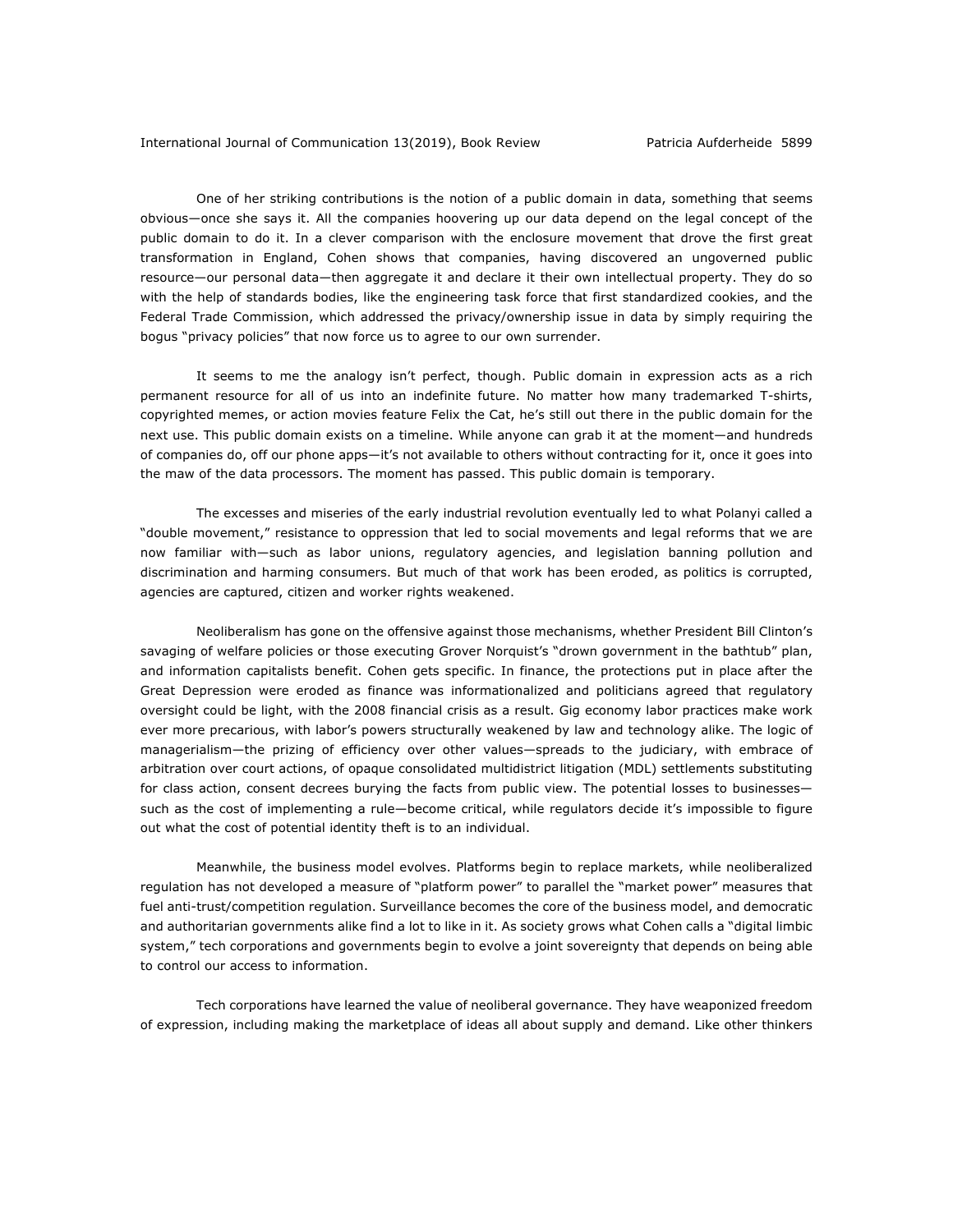One of her striking contributions is the notion of a public domain in data, something that seems obvious—once she says it. All the companies hoovering up our data depend on the legal concept of the public domain to do it. In a clever comparison with the enclosure movement that drove the first great transformation in England, Cohen shows that companies, having discovered an ungoverned public resource—our personal data—then aggregate it and declare it their own intellectual property. They do so with the help of standards bodies, like the engineering task force that first standardized cookies, and the Federal Trade Commission, which addressed the privacy/ownership issue in data by simply requiring the bogus "privacy policies" that now force us to agree to our own surrender.

It seems to me the analogy isn't perfect, though. Public domain in expression acts as a rich permanent resource for all of us into an indefinite future. No matter how many trademarked T-shirts, copyrighted memes, or action movies feature Felix the Cat, he's still out there in the public domain for the next use. This public domain exists on a timeline. While anyone can grab it at the moment—and hundreds of companies do, off our phone apps—it's not available to others without contracting for it, once it goes into the maw of the data processors. The moment has passed. This public domain is temporary.

The excesses and miseries of the early industrial revolution eventually led to what Polanyi called a "double movement," resistance to oppression that led to social movements and legal reforms that we are now familiar with—such as labor unions, regulatory agencies, and legislation banning pollution and discrimination and harming consumers. But much of that work has been eroded, as politics is corrupted, agencies are captured, citizen and worker rights weakened.

Neoliberalism has gone on the offensive against those mechanisms, whether President Bill Clinton's savaging of welfare policies or those executing Grover Norquist's "drown government in the bathtub" plan, and information capitalists benefit. Cohen gets specific. In finance, the protections put in place after the Great Depression were eroded as finance was informationalized and politicians agreed that regulatory oversight could be light, with the 2008 financial crisis as a result. Gig economy labor practices make work ever more precarious, with labor's powers structurally weakened by law and technology alike. The logic of managerialism—the prizing of efficiency over other values—spreads to the judiciary, with embrace of arbitration over court actions, of opaque consolidated multidistrict litigation (MDL) settlements substituting for class action, consent decrees burying the facts from public view. The potential losses to businesses—such as the cost of implementing a rule—become critical, while regulators decide it's impossible to figure out what the cost of potential identity theft is to an individual.

Meanwhile, the business model evolves. Platforms begin to replace markets, while neoliberalized regulation has not developed a measure of "platform power" to parallel the "market power" measures that fuel anti-trust/competition regulation. Surveillance becomes the core of the business model, and democratic and authoritarian governments alike find a lot to like in it. As society grows what Cohen calls a "digital limbic system," tech corporations and governments begin to evolve a joint sovereignty that depends on being able to control our access to information.

Tech corporations have learned the value of neoliberal governance. They have weaponized freedom of expression, including making the marketplace of ideas all about supply and demand. Like other thinkers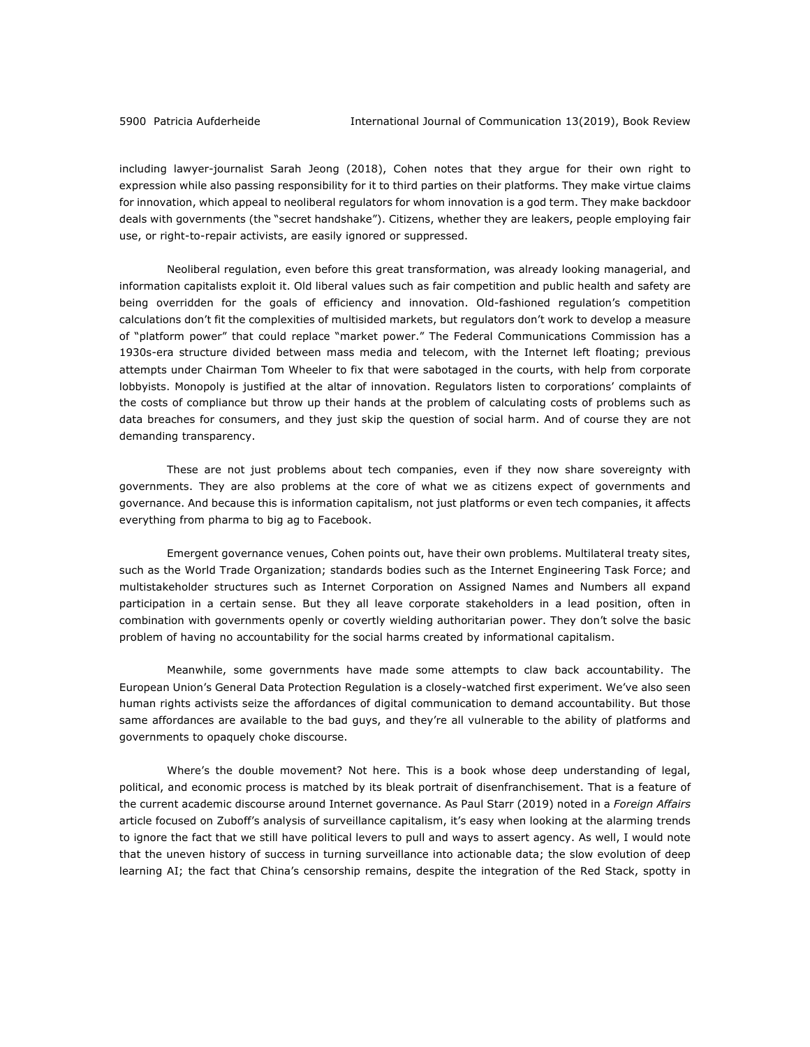including lawyer-journalist Sarah Jeong (2018), Cohen notes that they argue for their own right to expression while also passing responsibility for it to third parties on their platforms. They make virtue claims for innovation, which appeal to neoliberal regulators for whom innovation is a god term. They make backdoor deals with governments (the "secret handshake"). Citizens, whether they are leakers, people employing fair use, or right-to-repair activists, are easily ignored or suppressed.

Neoliberal regulation, even before this great transformation, was already looking managerial, and information capitalists exploit it. Old liberal values such as fair competition and public health and safety are being overridden for the goals of efficiency and innovation. Old-fashioned regulation's competition calculations don't fit the complexities of multisided markets, but regulators don't work to develop a measure of "platform power" that could replace "market power." The Federal Communications Commission has a 1930s-era structure divided between mass media and telecom, with the Internet left floating; previous attempts under Chairman Tom Wheeler to fix that were sabotaged in the courts, with help from corporate lobbyists. Monopoly is justified at the altar of innovation. Regulators listen to corporations' complaints of the costs of compliance but throw up their hands at the problem of calculating costs of problems such as data breaches for consumers, and they just skip the question of social harm. And of course they are not demanding transparency.

These are not just problems about tech companies, even if they now share sovereignty with governments. They are also problems at the core of what we as citizens expect of governments and governance. And because this is information capitalism, not just platforms or even tech companies, it affects everything from pharma to big ag to Facebook.

Emergent governance venues, Cohen points out, have their own problems. Multilateral treaty sites, such as the World Trade Organization; standards bodies such as the Internet Engineering Task Force; and multistakeholder structures such as Internet Corporation on Assigned Names and Numbers all expand participation in a certain sense. But they all leave corporate stakeholders in a lead position, often in combination with governments openly or covertly wielding authoritarian power. They don't solve the basic problem of having no accountability for the social harms created by informational capitalism.

Meanwhile, some governments have made some attempts to claw back accountability. The European Union's General Data Protection Regulation is a closely-watched first experiment. We've also seen human rights activists seize the affordances of digital communication to demand accountability. But those same affordances are available to the bad guys, and they're all vulnerable to the ability of platforms and governments to opaquely choke discourse.

Where's the double movement? Not here. This is a book whose deep understanding of legal, political, and economic process is matched by its bleak portrait of disenfranchisement. That is a feature of the current academic discourse around Internet governance. As Paul Starr (2019) noted in a *Foreign Affairs* article focused on Zuboff's analysis of surveillance capitalism, it's easy when looking at the alarming trends to ignore the fact that we still have political levers to pull and ways to assert agency. As well, I would note that the uneven history of success in turning surveillance into actionable data; the slow evolution of deep learning AI; the fact that China's censorship remains, despite the integration of the Red Stack, spotty in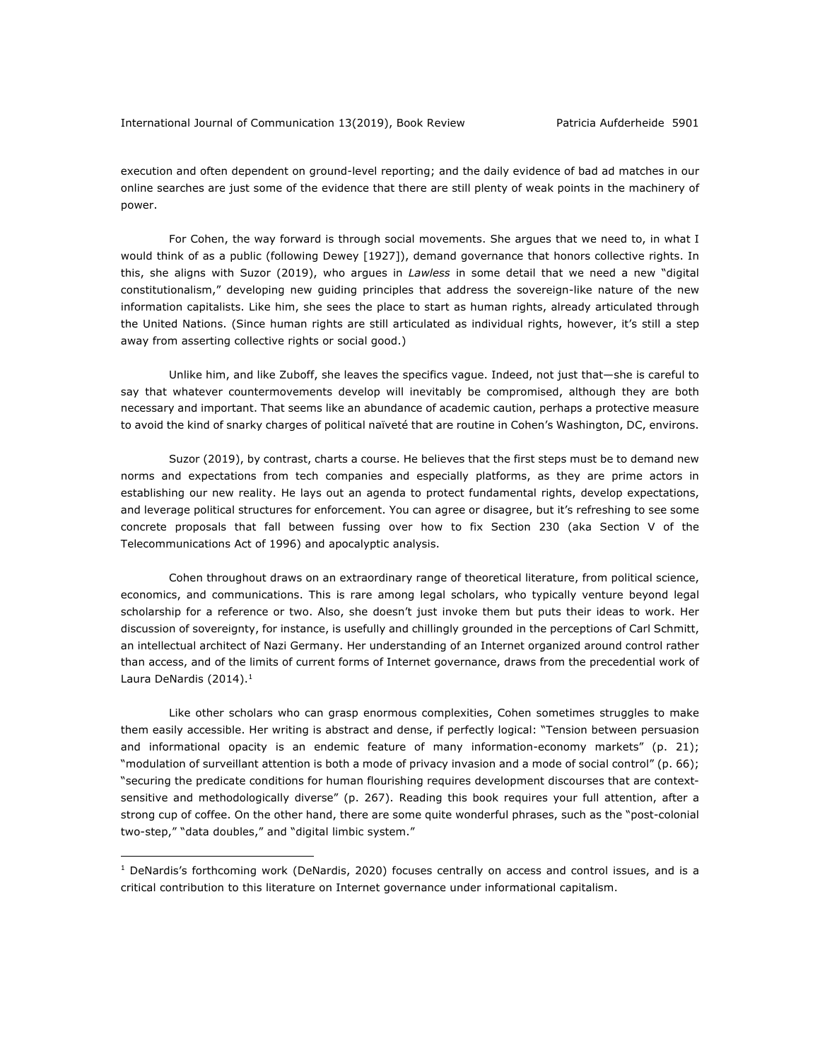execution and often dependent on ground-level reporting; and the daily evidence of bad ad matches in our online searches are just some of the evidence that there are still plenty of weak points in the machinery of power.

For Cohen, the way forward is through social movements. She argues that we need to, in what I would think of as a public (following Dewey [1927]), demand governance that honors collective rights. In this, she aligns with Suzor (2019), who argues in *Lawless* in some detail that we need a new "digital constitutionalism," developing new guiding principles that address the sovereign-like nature of the new information capitalists. Like him, she sees the place to start as human rights, already articulated through the United Nations. (Since human rights are still articulated as individual rights, however, it's still a step away from asserting collective rights or social good.)

Unlike him, and like Zuboff, she leaves the specifics vague. Indeed, not just that—she is careful to say that whatever countermovements develop will inevitably be compromised, although they are both necessary and important. That seems like an abundance of academic caution, perhaps a protective measure to avoid the kind of snarky charges of political naïveté that are routine in Cohen's Washington, DC, environs.

Suzor (2019), by contrast, charts a course. He believes that the first steps must be to demand new norms and expectations from tech companies and especially platforms, as they are prime actors in establishing our new reality. He lays out an agenda to protect fundamental rights, develop expectations, and leverage political structures for enforcement. You can agree or disagree, but it's refreshing to see some concrete proposals that fall between fussing over how to fix Section 230 (aka Section V of the Telecommunications Act of 1996) and apocalyptic analysis.

Cohen throughout draws on an extraordinary range of theoretical literature, from political science, economics, and communications. This is rare among legal scholars, who typically venture beyond legal scholarship for a reference or two. Also, she doesn't just invoke them but puts their ideas to work. Her discussion of sovereignty, for instance, is usefully and chillingly grounded in the perceptions of Carl Schmitt, an intellectual architect of Nazi Germany. Her understanding of an Internet organized around control rather than access, and of the limits of current forms of Internet governance, draws from the precedential work of Laura DeNardis (2014).[1]

Like other scholars who can grasp enormous complexities, Cohen sometimes struggles to make them easily accessible. Her writing is abstract and dense, if perfectly logical: "Tension between persuasion and informational opacity is an endemic feature of many information-economy markets" (p. 21); "modulation of surveillant attention is both a mode of privacy invasion and a mode of social control" (p. 66); "securing the predicate conditions for human flourishing requires development discourses that are context-sensitive and methodologically diverse" (p. 267). Reading this book requires your full attention, after a strong cup of coffee. On the other hand, there are some quite wonderful phrases, such as the "post-colonial two-step," "data doubles," and "digital limbic system."

[1] DeNardis's forthcoming work (DeNardis, 2020) focuses centrally on access and control issues, and is a critical contribution to this literature on Internet governance under informational capitalism.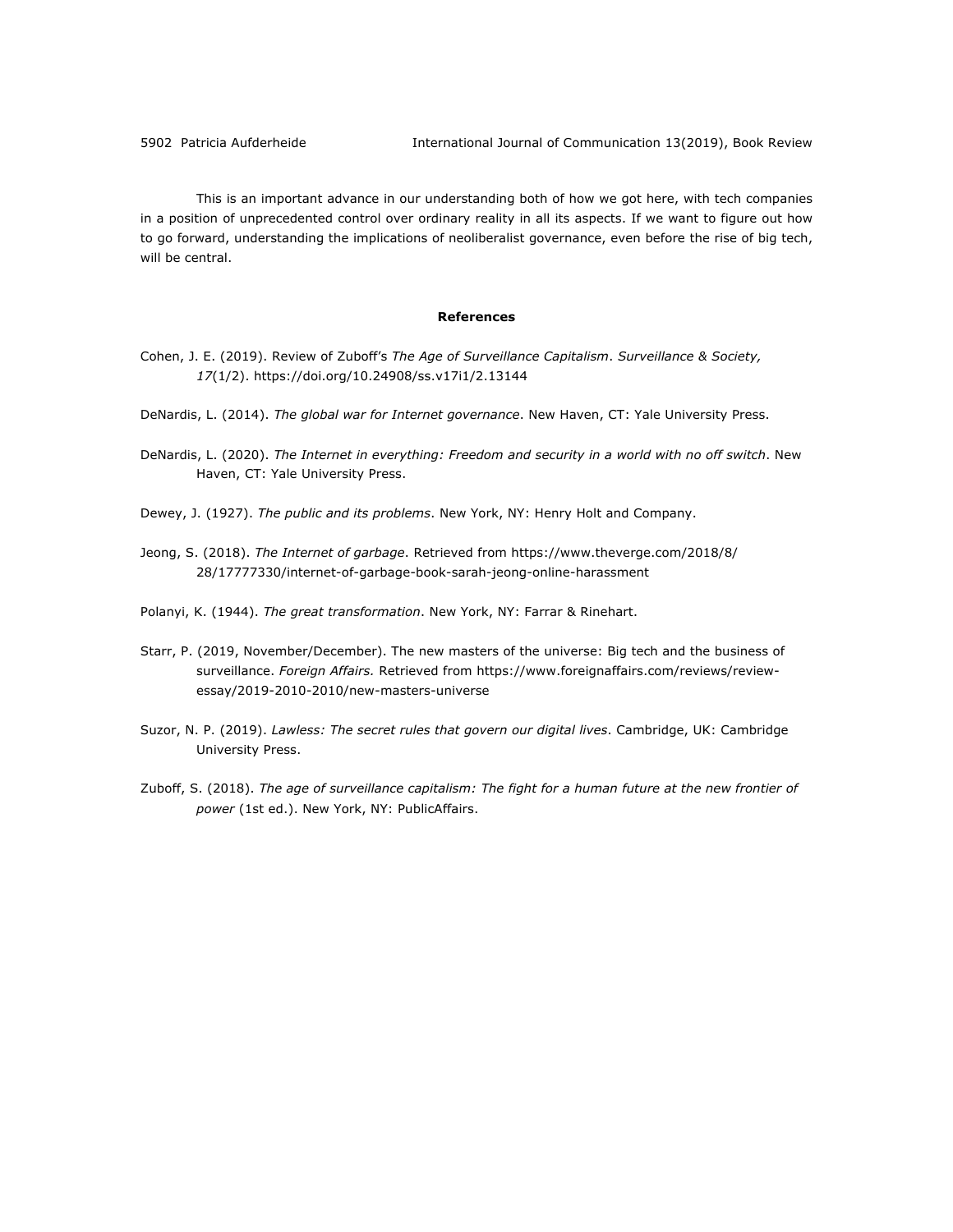This is an important advance in our understanding both of how we got here, with tech companies in a position of unprecedented control over ordinary reality in all its aspects. If we want to figure out how to go forward, understanding the implications of neoliberalist governance, even before the rise of big tech, will be central.

## References

Cohen, J. E. (2019). Review of Zuboff's *The Age of Surveillance Capitalism*. *Surveillance & Society, 17*(1/2). https://doi.org/10.24908/ss.v17i1/2.13144

DeNardis, L. (2014). *The global war for Internet governance*. New Haven, CT: Yale University Press.

DeNardis, L. (2020). *The Internet in everything: Freedom and security in a world with no off switch*. New Haven, CT: Yale University Press.

Dewey, J. (1927). *The public and its problems*. New York, NY: Henry Holt and Company.

Jeong, S. (2018). *The Internet of garbage*. Retrieved from https://www.theverge.com/2018/8/28/17777330/internet-of-garbage-book-sarah-jeong-online-harassment

Polanyi, K. (1944). *The great transformation*. New York, NY: Farrar & Rinehart.

Starr, P. (2019, November/December). The new masters of the universe: Big tech and the business of surveillance. *Foreign Affairs.* Retrieved from https://www.foreignaffairs.com/reviews/review-essay/2019-2010-2010/new-masters-universe

Suzor, N. P. (2019). *Lawless: The secret rules that govern our digital lives*. Cambridge, UK: Cambridge University Press.

Zuboff, S. (2018). *The age of surveillance capitalism: The fight for a human future at the new frontier of power* (1st ed.). New York, NY: PublicAffairs.